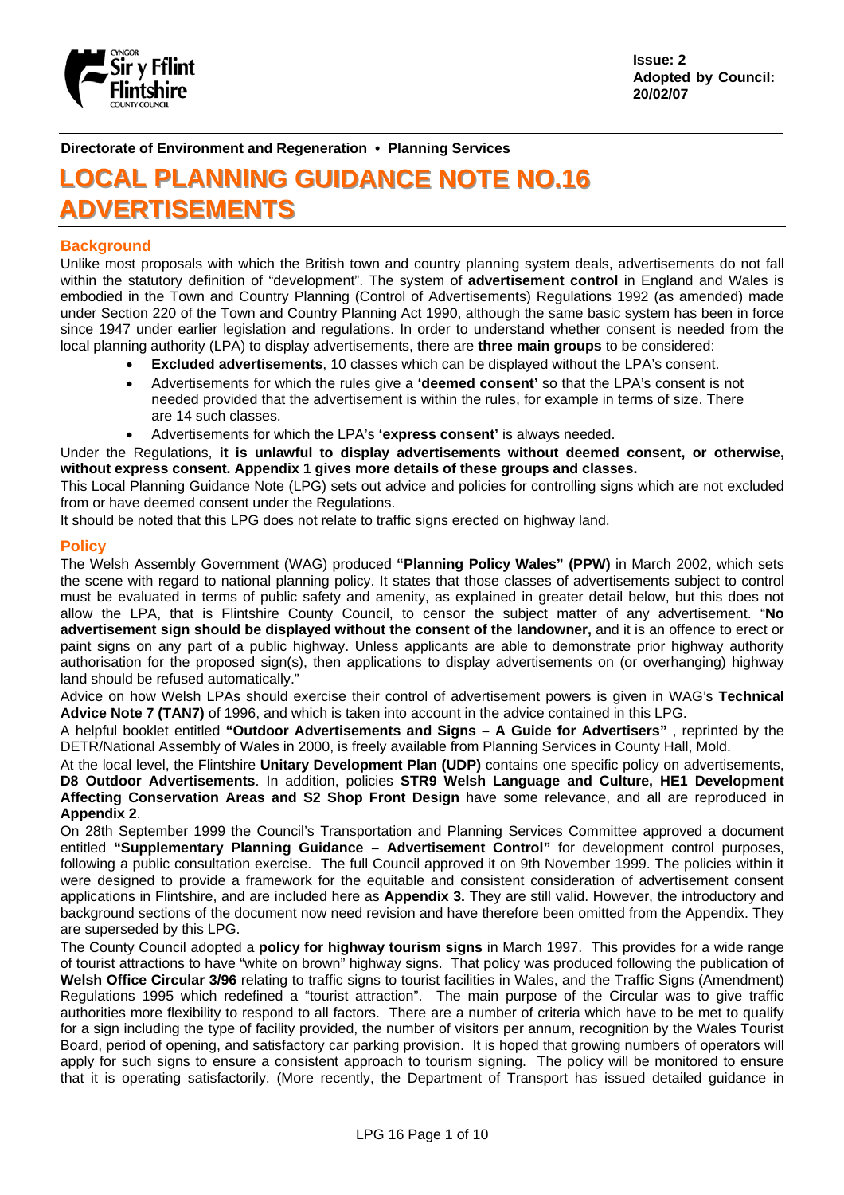**Issue: 2**
**Adopted by Council: 20/02/07**

**Directorate of Environment and Regeneration • Planning Services**

# LOCAL PLANNING GUIDANCE NOTE NO.16 ADVERTISEMENTS

## Background

Unlike most proposals with which the British town and country planning system deals, advertisements do not fall within the statutory definition of "development". The system of **advertisement control** in England and Wales is embodied in the Town and Country Planning (Control of Advertisements) Regulations 1992 (as amended) made under Section 220 of the Town and Country Planning Act 1990, although the same basic system has been in force since 1947 under earlier legislation and regulations. In order to understand whether consent is needed from the local planning authority (LPA) to display advertisements, there are **three main groups** to be considered:

- **Excluded advertisements**, 10 classes which can be displayed without the LPA's consent.
- Advertisements for which the rules give a **'deemed consent'** so that the LPA's consent is not needed provided that the advertisement is within the rules, for example in terms of size. There are 14 such classes.
- Advertisements for which the LPA's **'express consent'** is always needed.

Under the Regulations, **it is unlawful to display advertisements without deemed consent, or otherwise, without express consent. Appendix 1 gives more details of these groups and classes.**

This Local Planning Guidance Note (LPG) sets out advice and policies for controlling signs which are not excluded from or have deemed consent under the Regulations.

It should be noted that this LPG does not relate to traffic signs erected on highway land.

## Policy

The Welsh Assembly Government (WAG) produced **"Planning Policy Wales" (PPW)** in March 2002, which sets the scene with regard to national planning policy. It states that those classes of advertisements subject to control must be evaluated in terms of public safety and amenity, as explained in greater detail below, but this does not allow the LPA, that is Flintshire County Council, to censor the subject matter of any advertisement. "**No advertisement sign should be displayed without the consent of the landowner,** and it is an offence to erect or paint signs on any part of a public highway. Unless applicants are able to demonstrate prior highway authority authorisation for the proposed sign(s), then applications to display advertisements on (or overhanging) highway land should be refused automatically."

Advice on how Welsh LPAs should exercise their control of advertisement powers is given in WAG's **Technical Advice Note 7 (TAN7)** of 1996, and which is taken into account in the advice contained in this LPG.

A helpful booklet entitled **"Outdoor Advertisements and Signs – A Guide for Advertisers"** , reprinted by the DETR/National Assembly of Wales in 2000, is freely available from Planning Services in County Hall, Mold.

At the local level, the Flintshire **Unitary Development Plan (UDP)** contains one specific policy on advertisements, **D8 Outdoor Advertisements**. In addition, policies **STR9 Welsh Language and Culture, HE1 Development Affecting Conservation Areas and S2 Shop Front Design** have some relevance, and all are reproduced in **Appendix 2**.

On 28th September 1999 the Council's Transportation and Planning Services Committee approved a document entitled **"Supplementary Planning Guidance – Advertisement Control"** for development control purposes, following a public consultation exercise. The full Council approved it on 9th November 1999. The policies within it were designed to provide a framework for the equitable and consistent consideration of advertisement consent applications in Flintshire, and are included here as **Appendix 3.** They are still valid. However, the introductory and background sections of the document now need revision and have therefore been omitted from the Appendix. They are superseded by this LPG.

The County Council adopted a **policy for highway tourism signs** in March 1997. This provides for a wide range of tourist attractions to have "white on brown" highway signs. That policy was produced following the publication of **Welsh Office Circular 3/96** relating to traffic signs to tourist facilities in Wales, and the Traffic Signs (Amendment) Regulations 1995 which redefined a "tourist attraction". The main purpose of the Circular was to give traffic authorities more flexibility to respond to all factors. There are a number of criteria which have to be met to qualify for a sign including the type of facility provided, the number of visitors per annum, recognition by the Wales Tourist Board, period of opening, and satisfactory car parking provision. It is hoped that growing numbers of operators will apply for such signs to ensure a consistent approach to tourism signing. The policy will be monitored to ensure that it is operating satisfactorily. (More recently, the Department of Transport has issued detailed guidance in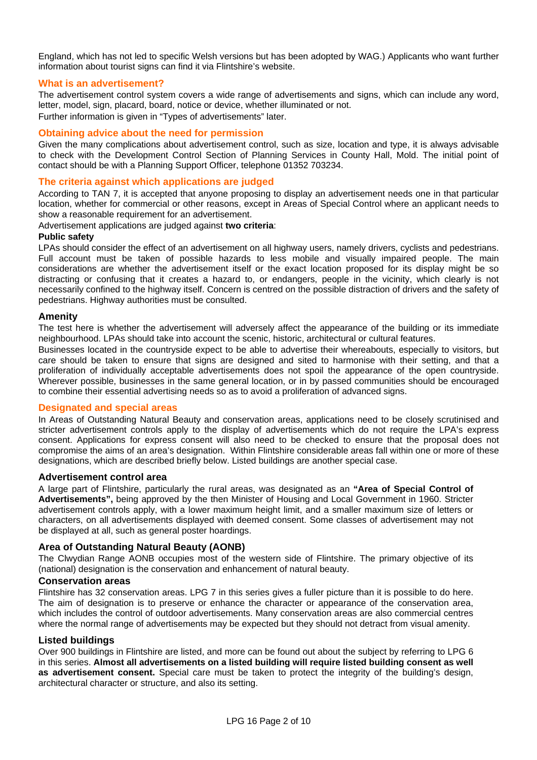England, which has not led to specific Welsh versions but has been adopted by WAG.) Applicants who want further information about tourist signs can find it via Flintshire's website.

## What is an advertisement?

The advertisement control system covers a wide range of advertisements and signs, which can include any word, letter, model, sign, placard, board, notice or device, whether illuminated or not.

Further information is given in "Types of advertisements" later.

## Obtaining advice about the need for permission

Given the many complications about advertisement control, such as size, location and type, it is always advisable to check with the Development Control Section of Planning Services in County Hall, Mold. The initial point of contact should be with a Planning Support Officer, telephone 01352 703234.

## The criteria against which applications are judged

According to TAN 7, it is accepted that anyone proposing to display an advertisement needs one in that particular location, whether for commercial or other reasons, except in Areas of Special Control where an applicant needs to show a reasonable requirement for an advertisement.

Advertisement applications are judged against **two criteria**:

**Public safety**

LPAs should consider the effect of an advertisement on all highway users, namely drivers, cyclists and pedestrians. Full account must be taken of possible hazards to less mobile and visually impaired people. The main considerations are whether the advertisement itself or the exact location proposed for its display might be so distracting or confusing that it creates a hazard to, or endangers, people in the vicinity, which clearly is not necessarily confined to the highway itself. Concern is centred on the possible distraction of drivers and the safety of pedestrians. Highway authorities must be consulted.

### Amenity

The test here is whether the advertisement will adversely affect the appearance of the building or its immediate neighbourhood. LPAs should take into account the scenic, historic, architectural or cultural features.

Businesses located in the countryside expect to be able to advertise their whereabouts, especially to visitors, but care should be taken to ensure that signs are designed and sited to harmonise with their setting, and that a proliferation of individually acceptable advertisements does not spoil the appearance of the open countryside. Wherever possible, businesses in the same general location, or in by passed communities should be encouraged to combine their essential advertising needs so as to avoid a proliferation of advanced signs.

## Designated and special areas

In Areas of Outstanding Natural Beauty and conservation areas, applications need to be closely scrutinised and stricter advertisement controls apply to the display of advertisements which do not require the LPA's express consent. Applications for express consent will also need to be checked to ensure that the proposal does not compromise the aims of an area's designation. Within Flintshire considerable areas fall within one or more of these designations, which are described briefly below. Listed buildings are another special case.

### Advertisement control area

A large part of Flintshire, particularly the rural areas, was designated as an **"Area of Special Control of Advertisements",** being approved by the then Minister of Housing and Local Government in 1960. Stricter advertisement controls apply, with a lower maximum height limit, and a smaller maximum size of letters or characters, on all advertisements displayed with deemed consent. Some classes of advertisement may not be displayed at all, such as general poster hoardings.

### Area of Outstanding Natural Beauty (AONB)

The Clwydian Range AONB occupies most of the western side of Flintshire. The primary objective of its (national) designation is the conservation and enhancement of natural beauty.

### Conservation areas

Flintshire has 32 conservation areas. LPG 7 in this series gives a fuller picture than it is possible to do here. The aim of designation is to preserve or enhance the character or appearance of the conservation area, which includes the control of outdoor advertisements. Many conservation areas are also commercial centres where the normal range of advertisements may be expected but they should not detract from visual amenity.

### Listed buildings

Over 900 buildings in Flintshire are listed, and more can be found out about the subject by referring to LPG 6 in this series. **Almost all advertisements on a listed building will require listed building consent as well as advertisement consent.** Special care must be taken to protect the integrity of the building's design, architectural character or structure, and also its setting.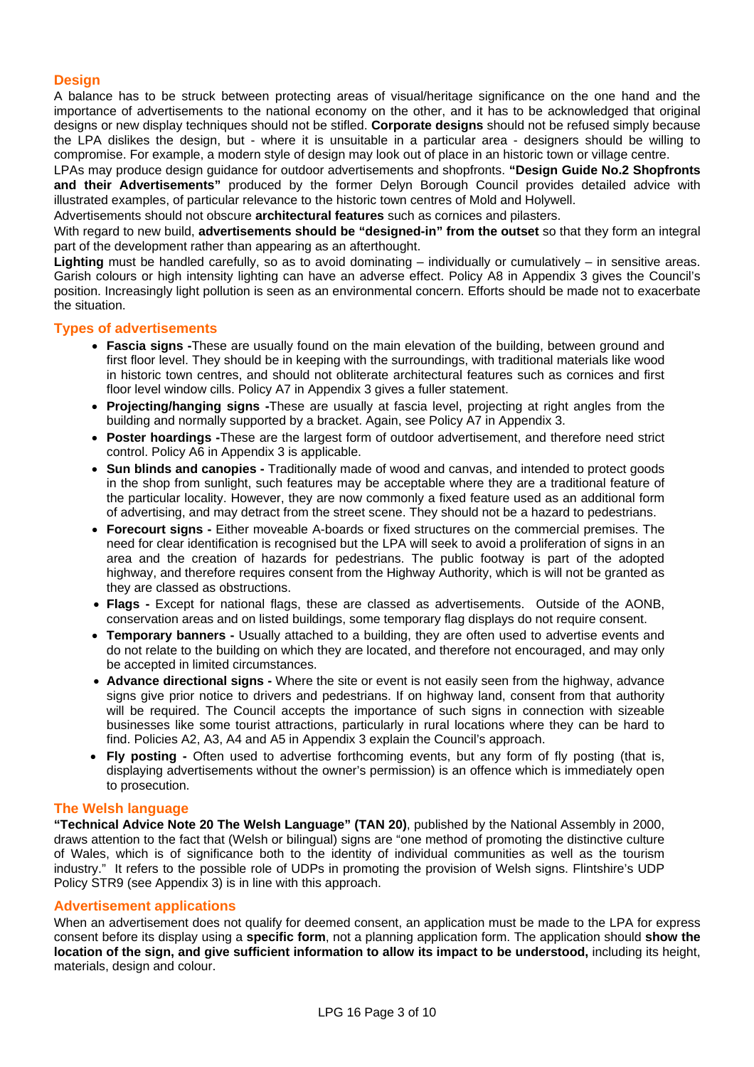## Design

A balance has to be struck between protecting areas of visual/heritage significance on the one hand and the importance of advertisements to the national economy on the other, and it has to be acknowledged that original designs or new display techniques should not be stifled. **Corporate designs** should not be refused simply because the LPA dislikes the design, but - where it is unsuitable in a particular area - designers should be willing to compromise. For example, a modern style of design may look out of place in an historic town or village centre.

LPAs may produce design guidance for outdoor advertisements and shopfronts. **"Design Guide No.2 Shopfronts and their Advertisements"** produced by the former Delyn Borough Council provides detailed advice with illustrated examples, of particular relevance to the historic town centres of Mold and Holywell.

Advertisements should not obscure **architectural features** such as cornices and pilasters.

With regard to new build, **advertisements should be "designed-in" from the outset** so that they form an integral part of the development rather than appearing as an afterthought.

**Lighting** must be handled carefully, so as to avoid dominating – individually or cumulatively – in sensitive areas. Garish colours or high intensity lighting can have an adverse effect. Policy A8 in Appendix 3 gives the Council's position. Increasingly light pollution is seen as an environmental concern. Efforts should be made not to exacerbate the situation.

## Types of advertisements

- **Fascia signs -**These are usually found on the main elevation of the building, between ground and first floor level. They should be in keeping with the surroundings, with traditional materials like wood in historic town centres, and should not obliterate architectural features such as cornices and first floor level window cills. Policy A7 in Appendix 3 gives a fuller statement.
- **Projecting/hanging signs -**These are usually at fascia level, projecting at right angles from the building and normally supported by a bracket. Again, see Policy A7 in Appendix 3.
- **Poster hoardings -**These are the largest form of outdoor advertisement, and therefore need strict control. Policy A6 in Appendix 3 is applicable.
- **Sun blinds and canopies -** Traditionally made of wood and canvas, and intended to protect goods in the shop from sunlight, such features may be acceptable where they are a traditional feature of the particular locality. However, they are now commonly a fixed feature used as an additional form of advertising, and may detract from the street scene. They should not be a hazard to pedestrians.
- **Forecourt signs -** Either moveable A-boards or fixed structures on the commercial premises. The need for clear identification is recognised but the LPA will seek to avoid a proliferation of signs in an area and the creation of hazards for pedestrians. The public footway is part of the adopted highway, and therefore requires consent from the Highway Authority, which is will not be granted as they are classed as obstructions.
- **Flags -** Except for national flags, these are classed as advertisements. Outside of the AONB, conservation areas and on listed buildings, some temporary flag displays do not require consent.
- **Temporary banners -** Usually attached to a building, they are often used to advertise events and do not relate to the building on which they are located, and therefore not encouraged, and may only be accepted in limited circumstances.
- **Advance directional signs -** Where the site or event is not easily seen from the highway, advance signs give prior notice to drivers and pedestrians. If on highway land, consent from that authority will be required. The Council accepts the importance of such signs in connection with sizeable businesses like some tourist attractions, particularly in rural locations where they can be hard to find. Policies A2, A3, A4 and A5 in Appendix 3 explain the Council's approach.
- **Fly posting -** Often used to advertise forthcoming events, but any form of fly posting (that is, displaying advertisements without the owner's permission) is an offence which is immediately open to prosecution.

## The Welsh language

**"Technical Advice Note 20 The Welsh Language" (TAN 20)**, published by the National Assembly in 2000, draws attention to the fact that (Welsh or bilingual) signs are "one method of promoting the distinctive culture of Wales, which is of significance both to the identity of individual communities as well as the tourism industry." It refers to the possible role of UDPs in promoting the provision of Welsh signs. Flintshire's UDP Policy STR9 (see Appendix 3) is in line with this approach.

## Advertisement applications

When an advertisement does not qualify for deemed consent, an application must be made to the LPA for express consent before its display using a **specific form**, not a planning application form. The application should **show the location of the sign, and give sufficient information to allow its impact to be understood,** including its height, materials, design and colour.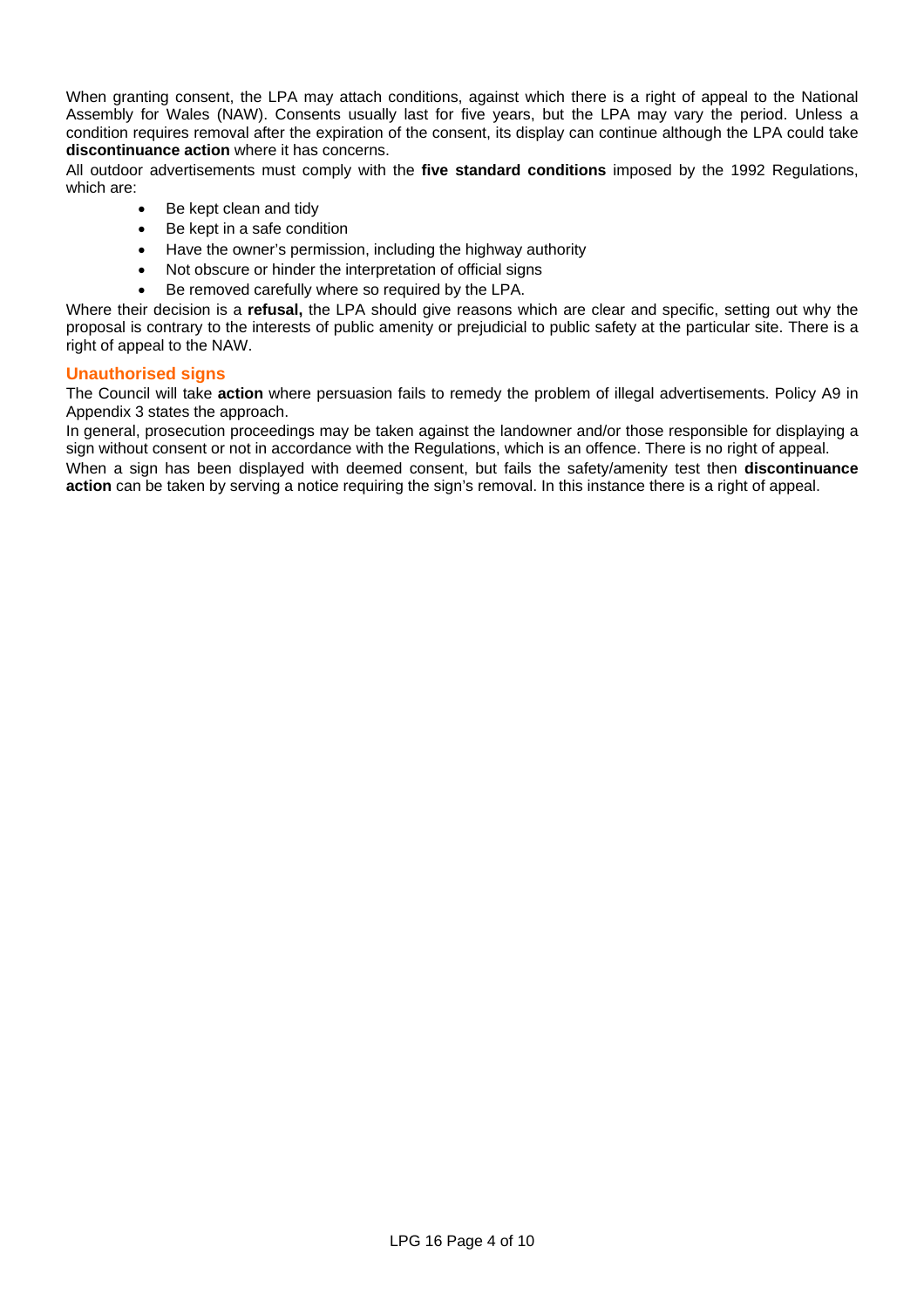When granting consent, the LPA may attach conditions, against which there is a right of appeal to the National Assembly for Wales (NAW). Consents usually last for five years, but the LPA may vary the period. Unless a condition requires removal after the expiration of the consent, its display can continue although the LPA could take **discontinuance action** where it has concerns.

All outdoor advertisements must comply with the **five standard conditions** imposed by the 1992 Regulations, which are:

- Be kept clean and tidy
- Be kept in a safe condition
- Have the owner's permission, including the highway authority
- Not obscure or hinder the interpretation of official signs
- Be removed carefully where so required by the LPA.

Where their decision is a **refusal,** the LPA should give reasons which are clear and specific, setting out why the proposal is contrary to the interests of public amenity or prejudicial to public safety at the particular site. There is a right of appeal to the NAW.

### Unauthorised signs

The Council will take **action** where persuasion fails to remedy the problem of illegal advertisements. Policy A9 in Appendix 3 states the approach.

In general, prosecution proceedings may be taken against the landowner and/or those responsible for displaying a sign without consent or not in accordance with the Regulations, which is an offence. There is no right of appeal.

When a sign has been displayed with deemed consent, but fails the safety/amenity test then **discontinuance action** can be taken by serving a notice requiring the sign's removal. In this instance there is a right of appeal.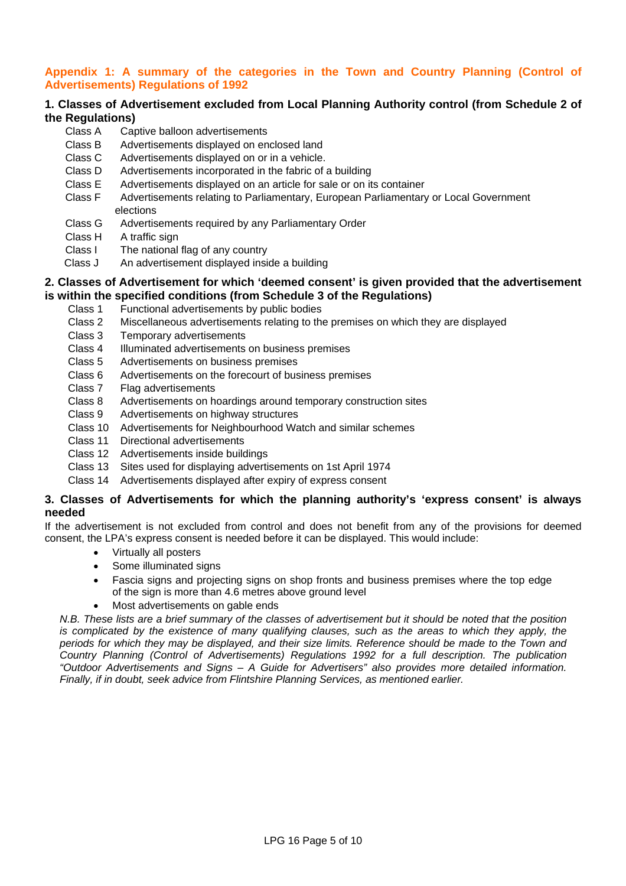## Appendix 1: A summary of the categories in the Town and Country Planning (Control of Advertisements) Regulations of 1992

### 1. Classes of Advertisement excluded from Local Planning Authority control (from Schedule 2 of the Regulations)

- Class A Captive balloon advertisements
- Class B Advertisements displayed on enclosed land
- Class C Advertisements displayed on or in a vehicle.
- Class D Advertisements incorporated in the fabric of a building
- Class E Advertisements displayed on an article for sale or on its container
- Class F Advertisements relating to Parliamentary, European Parliamentary or Local Government elections
- Class G Advertisements required by any Parliamentary Order
- Class H A traffic sign
- Class I The national flag of any country
- Class J An advertisement displayed inside a building

### 2. Classes of Advertisement for which 'deemed consent' is given provided that the advertisement is within the specified conditions (from Schedule 3 of the Regulations)

- Class 1 Functional advertisements by public bodies
- Class 2 Miscellaneous advertisements relating to the premises on which they are displayed
- Class 3 Temporary advertisements
- Class 4 Illuminated advertisements on business premises
- Class 5 Advertisements on business premises
- Class 6 Advertisements on the forecourt of business premises
- Class 7 Flag advertisements
- Class 8 Advertisements on hoardings around temporary construction sites
- Class 9 Advertisements on highway structures
- Class 10 Advertisements for Neighbourhood Watch and similar schemes
- Class 11 Directional advertisements
- Class 12 Advertisements inside buildings
- Class 13 Sites used for displaying advertisements on 1st April 1974
- Class 14 Advertisements displayed after expiry of express consent

### 3. Classes of Advertisements for which the planning authority's 'express consent' is always needed

If the advertisement is not excluded from control and does not benefit from any of the provisions for deemed consent, the LPA's express consent is needed before it can be displayed. This would include:

- Virtually all posters
- Some illuminated signs
- Fascia signs and projecting signs on shop fronts and business premises where the top edge of the sign is more than 4.6 metres above ground level
- Most advertisements on gable ends

*N.B. These lists are a brief summary of the classes of advertisement but it should be noted that the position is complicated by the existence of many qualifying clauses, such as the areas to which they apply, the periods for which they may be displayed, and their size limits. Reference should be made to the Town and Country Planning (Control of Advertisements) Regulations 1992 for a full description. The publication "Outdoor Advertisements and Signs – A Guide for Advertisers" also provides more detailed information. Finally, if in doubt, seek advice from Flintshire Planning Services, as mentioned earlier.*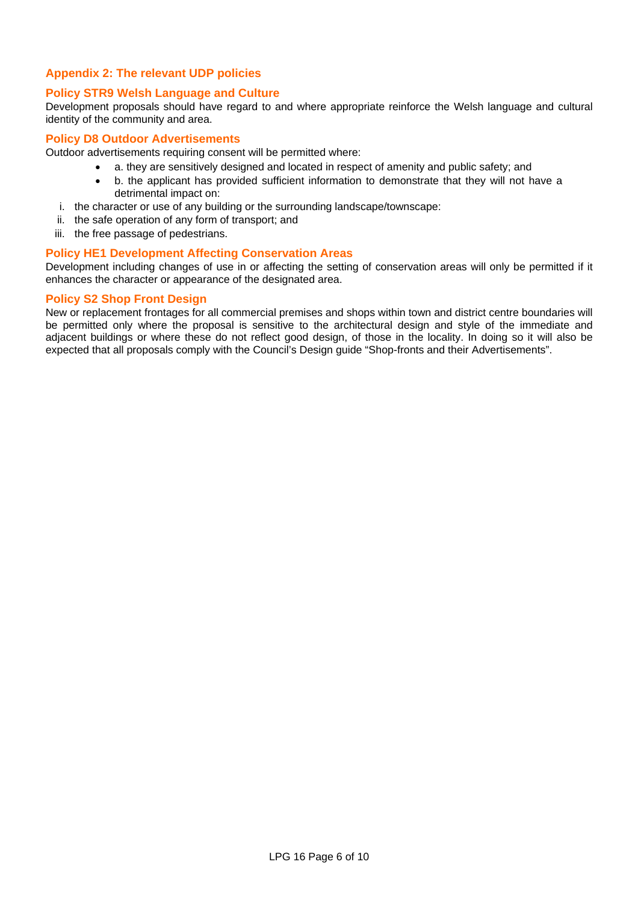## Appendix 2: The relevant UDP policies

### Policy STR9 Welsh Language and Culture

Development proposals should have regard to and where appropriate reinforce the Welsh language and cultural identity of the community and area.

### Policy D8 Outdoor Advertisements

Outdoor advertisements requiring consent will be permitted where:

- a. they are sensitively designed and located in respect of amenity and public safety; and
- b. the applicant has provided sufficient information to demonstrate that they will not have a detrimental impact on:

i. the character or use of any building or the surrounding landscape/townscape:
ii. the safe operation of any form of transport; and
iii. the free passage of pedestrians.

### Policy HE1 Development Affecting Conservation Areas

Development including changes of use in or affecting the setting of conservation areas will only be permitted if it enhances the character or appearance of the designated area.

### Policy S2 Shop Front Design

New or replacement frontages for all commercial premises and shops within town and district centre boundaries will be permitted only where the proposal is sensitive to the architectural design and style of the immediate and adjacent buildings or where these do not reflect good design, of those in the locality. In doing so it will also be expected that all proposals comply with the Council's Design guide "Shop-fronts and their Advertisements".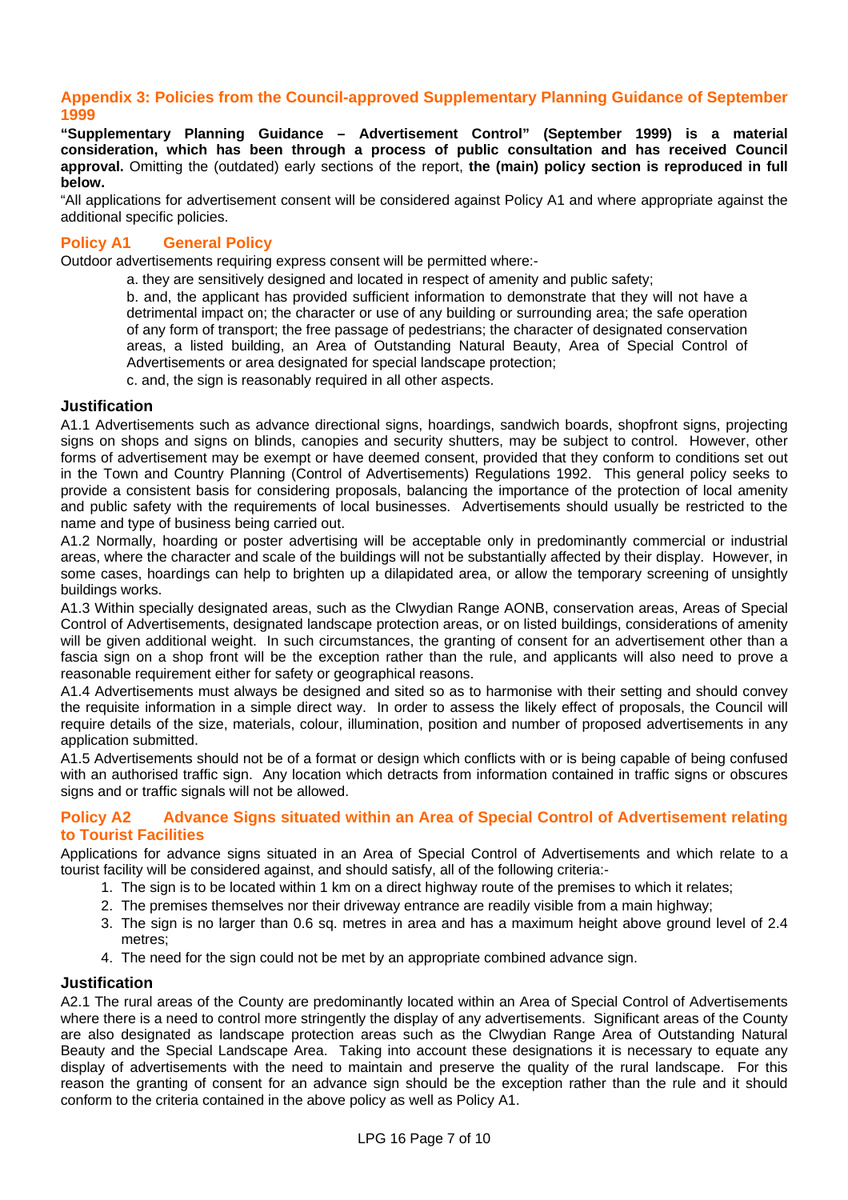## Appendix 3: Policies from the Council-approved Supplementary Planning Guidance of September 1999

**"Supplementary Planning Guidance – Advertisement Control" (September 1999) is a material consideration, which has been through a process of public consultation and has received Council approval.** Omitting the (outdated) early sections of the report, **the (main) policy section is reproduced in full below.**

"All applications for advertisement consent will be considered against Policy A1 and where appropriate against the additional specific policies.

### Policy A1 General Policy

Outdoor advertisements requiring express consent will be permitted where:-

a. they are sensitively designed and located in respect of amenity and public safety;

b. and, the applicant has provided sufficient information to demonstrate that they will not have a detrimental impact on; the character or use of any building or surrounding area; the safe operation of any form of transport; the free passage of pedestrians; the character of designated conservation areas, a listed building, an Area of Outstanding Natural Beauty, Area of Special Control of Advertisements or area designated for special landscape protection;

c. and, the sign is reasonably required in all other aspects.

#### Justification

A1.1 Advertisements such as advance directional signs, hoardings, sandwich boards, shopfront signs, projecting signs on shops and signs on blinds, canopies and security shutters, may be subject to control. However, other forms of advertisement may be exempt or have deemed consent, provided that they conform to conditions set out in the Town and Country Planning (Control of Advertisements) Regulations 1992. This general policy seeks to provide a consistent basis for considering proposals, balancing the importance of the protection of local amenity and public safety with the requirements of local businesses. Advertisements should usually be restricted to the name and type of business being carried out.

A1.2 Normally, hoarding or poster advertising will be acceptable only in predominantly commercial or industrial areas, where the character and scale of the buildings will not be substantially affected by their display. However, in some cases, hoardings can help to brighten up a dilapidated area, or allow the temporary screening of unsightly buildings works.

A1.3 Within specially designated areas, such as the Clwydian Range AONB, conservation areas, Areas of Special Control of Advertisements, designated landscape protection areas, or on listed buildings, considerations of amenity will be given additional weight. In such circumstances, the granting of consent for an advertisement other than a fascia sign on a shop front will be the exception rather than the rule, and applicants will also need to prove a reasonable requirement either for safety or geographical reasons.

A1.4 Advertisements must always be designed and sited so as to harmonise with their setting and should convey the requisite information in a simple direct way. In order to assess the likely effect of proposals, the Council will require details of the size, materials, colour, illumination, position and number of proposed advertisements in any application submitted.

A1.5 Advertisements should not be of a format or design which conflicts with or is being capable of being confused with an authorised traffic sign. Any location which detracts from information contained in traffic signs or obscures signs and or traffic signals will not be allowed.

### Policy A2 Advance Signs situated within an Area of Special Control of Advertisement relating to Tourist Facilities

Applications for advance signs situated in an Area of Special Control of Advertisements and which relate to a tourist facility will be considered against, and should satisfy, all of the following criteria:-

1. The sign is to be located within 1 km on a direct highway route of the premises to which it relates;
2. The premises themselves nor their driveway entrance are readily visible from a main highway;
3. The sign is no larger than 0.6 sq. metres in area and has a maximum height above ground level of 2.4 metres;
4. The need for the sign could not be met by an appropriate combined advance sign.

#### Justification

A2.1 The rural areas of the County are predominantly located within an Area of Special Control of Advertisements where there is a need to control more stringently the display of any advertisements. Significant areas of the County are also designated as landscape protection areas such as the Clwydian Range Area of Outstanding Natural Beauty and the Special Landscape Area. Taking into account these designations it is necessary to equate any display of advertisements with the need to maintain and preserve the quality of the rural landscape. For this reason the granting of consent for an advance sign should be the exception rather than the rule and it should conform to the criteria contained in the above policy as well as Policy A1.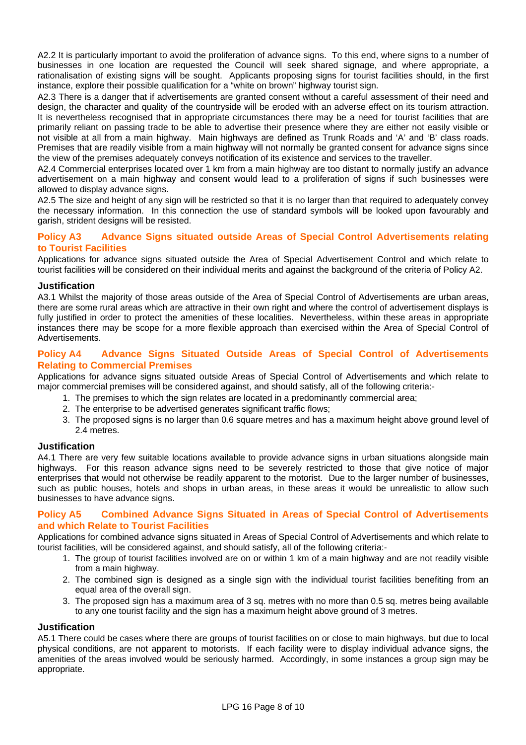A2.2 It is particularly important to avoid the proliferation of advance signs. To this end, where signs to a number of businesses in one location are requested the Council will seek shared signage, and where appropriate, a rationalisation of existing signs will be sought. Applicants proposing signs for tourist facilities should, in the first instance, explore their possible qualification for a "white on brown" highway tourist sign.

A2.3 There is a danger that if advertisements are granted consent without a careful assessment of their need and design, the character and quality of the countryside will be eroded with an adverse effect on its tourism attraction. It is nevertheless recognised that in appropriate circumstances there may be a need for tourist facilities that are primarily reliant on passing trade to be able to advertise their presence where they are either not easily visible or not visible at all from a main highway. Main highways are defined as Trunk Roads and 'A' and 'B' class roads. Premises that are readily visible from a main highway will not normally be granted consent for advance signs since the view of the premises adequately conveys notification of its existence and services to the traveller.

A2.4 Commercial enterprises located over 1 km from a main highway are too distant to normally justify an advance advertisement on a main highway and consent would lead to a proliferation of signs if such businesses were allowed to display advance signs.

A2.5 The size and height of any sign will be restricted so that it is no larger than that required to adequately convey the necessary information. In this connection the use of standard symbols will be looked upon favourably and garish, strident designs will be resisted.

## Policy A3 Advance Signs situated outside Areas of Special Control Advertisements relating to Tourist Facilities

Applications for advance signs situated outside the Area of Special Advertisement Control and which relate to tourist facilities will be considered on their individual merits and against the background of the criteria of Policy A2.

### Justification

A3.1 Whilst the majority of those areas outside of the Area of Special Control of Advertisements are urban areas, there are some rural areas which are attractive in their own right and where the control of advertisement displays is fully justified in order to protect the amenities of these localities. Nevertheless, within these areas in appropriate instances there may be scope for a more flexible approach than exercised within the Area of Special Control of Advertisements.

## Policy A4 Advance Signs Situated Outside Areas of Special Control of Advertisements Relating to Commercial Premises

Applications for advance signs situated outside Areas of Special Control of Advertisements and which relate to major commercial premises will be considered against, and should satisfy, all of the following criteria:-

1. The premises to which the sign relates are located in a predominantly commercial area;
2. The enterprise to be advertised generates significant traffic flows;
3. The proposed signs is no larger than 0.6 square metres and has a maximum height above ground level of 2.4 metres.

### Justification

A4.1 There are very few suitable locations available to provide advance signs in urban situations alongside main highways. For this reason advance signs need to be severely restricted to those that give notice of major enterprises that would not otherwise be readily apparent to the motorist. Due to the larger number of businesses, such as public houses, hotels and shops in urban areas, in these areas it would be unrealistic to allow such businesses to have advance signs.

## Policy A5 Combined Advance Signs Situated in Areas of Special Control of Advertisements and which Relate to Tourist Facilities

Applications for combined advance signs situated in Areas of Special Control of Advertisements and which relate to tourist facilities, will be considered against, and should satisfy, all of the following criteria:-

1. The group of tourist facilities involved are on or within 1 km of a main highway and are not readily visible from a main highway.
2. The combined sign is designed as a single sign with the individual tourist facilities benefiting from an equal area of the overall sign.
3. The proposed sign has a maximum area of 3 sq. metres with no more than 0.5 sq. metres being available to any one tourist facility and the sign has a maximum height above ground of 3 metres.

### Justification

A5.1 There could be cases where there are groups of tourist facilities on or close to main highways, but due to local physical conditions, are not apparent to motorists. If each facility were to display individual advance signs, the amenities of the areas involved would be seriously harmed. Accordingly, in some instances a group sign may be appropriate.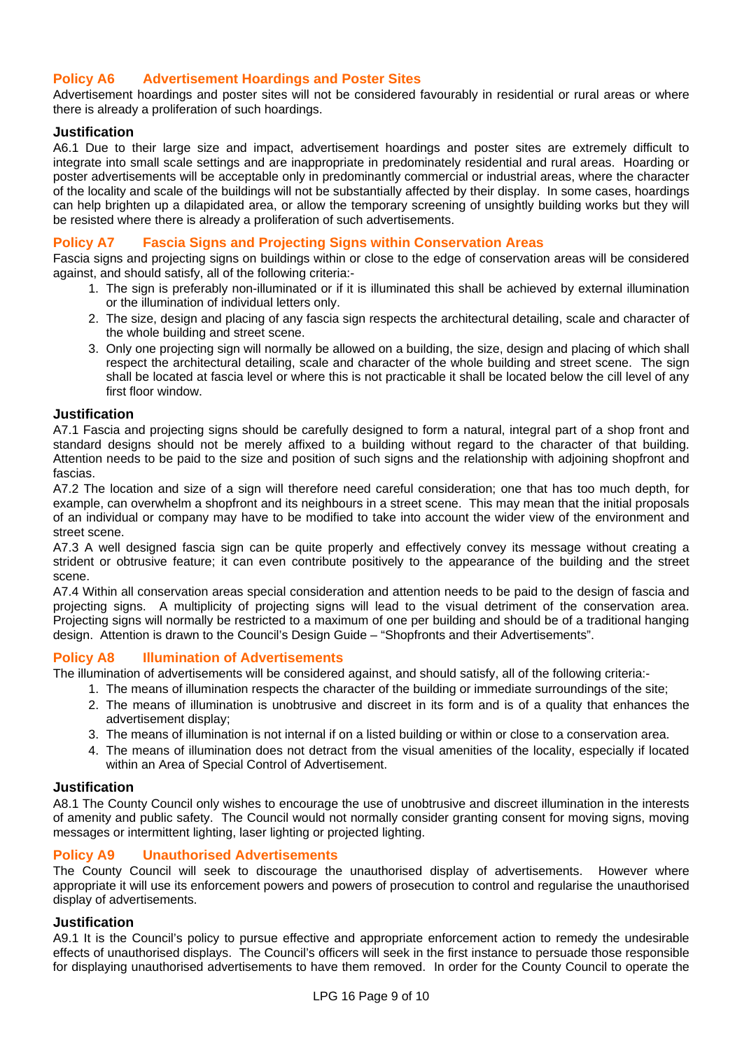## Policy A6 Advertisement Hoardings and Poster Sites

Advertisement hoardings and poster sites will not be considered favourably in residential or rural areas or where there is already a proliferation of such hoardings.

### Justification

A6.1 Due to their large size and impact, advertisement hoardings and poster sites are extremely difficult to integrate into small scale settings and are inappropriate in predominately residential and rural areas. Hoarding or poster advertisements will be acceptable only in predominantly commercial or industrial areas, where the character of the locality and scale of the buildings will not be substantially affected by their display. In some cases, hoardings can help brighten up a dilapidated area, or allow the temporary screening of unsightly building works but they will be resisted where there is already a proliferation of such advertisements.

## Policy A7 Fascia Signs and Projecting Signs within Conservation Areas

Fascia signs and projecting signs on buildings within or close to the edge of conservation areas will be considered against, and should satisfy, all of the following criteria:-

1. The sign is preferably non-illuminated or if it is illuminated this shall be achieved by external illumination or the illumination of individual letters only.
2. The size, design and placing of any fascia sign respects the architectural detailing, scale and character of the whole building and street scene.
3. Only one projecting sign will normally be allowed on a building, the size, design and placing of which shall respect the architectural detailing, scale and character of the whole building and street scene. The sign shall be located at fascia level or where this is not practicable it shall be located below the cill level of any first floor window.

### Justification

A7.1 Fascia and projecting signs should be carefully designed to form a natural, integral part of a shop front and standard designs should not be merely affixed to a building without regard to the character of that building. Attention needs to be paid to the size and position of such signs and the relationship with adjoining shopfront and fascias.

A7.2 The location and size of a sign will therefore need careful consideration; one that has too much depth, for example, can overwhelm a shopfront and its neighbours in a street scene. This may mean that the initial proposals of an individual or company may have to be modified to take into account the wider view of the environment and street scene.

A7.3 A well designed fascia sign can be quite properly and effectively convey its message without creating a strident or obtrusive feature; it can even contribute positively to the appearance of the building and the street scene.

A7.4 Within all conservation areas special consideration and attention needs to be paid to the design of fascia and projecting signs. A multiplicity of projecting signs will lead to the visual detriment of the conservation area. Projecting signs will normally be restricted to a maximum of one per building and should be of a traditional hanging design. Attention is drawn to the Council's Design Guide – "Shopfronts and their Advertisements".

## Policy A8 Illumination of Advertisements

The illumination of advertisements will be considered against, and should satisfy, all of the following criteria:-

1. The means of illumination respects the character of the building or immediate surroundings of the site;
2. The means of illumination is unobtrusive and discreet in its form and is of a quality that enhances the advertisement display;
3. The means of illumination is not internal if on a listed building or within or close to a conservation area.
4. The means of illumination does not detract from the visual amenities of the locality, especially if located within an Area of Special Control of Advertisement.

### Justification

A8.1 The County Council only wishes to encourage the use of unobtrusive and discreet illumination in the interests of amenity and public safety. The Council would not normally consider granting consent for moving signs, moving messages or intermittent lighting, laser lighting or projected lighting.

## Policy A9 Unauthorised Advertisements

The County Council will seek to discourage the unauthorised display of advertisements. However where appropriate it will use its enforcement powers and powers of prosecution to control and regularise the unauthorised display of advertisements.

### Justification

A9.1 It is the Council's policy to pursue effective and appropriate enforcement action to remedy the undesirable effects of unauthorised displays. The Council's officers will seek in the first instance to persuade those responsible for displaying unauthorised advertisements to have them removed. In order for the County Council to operate the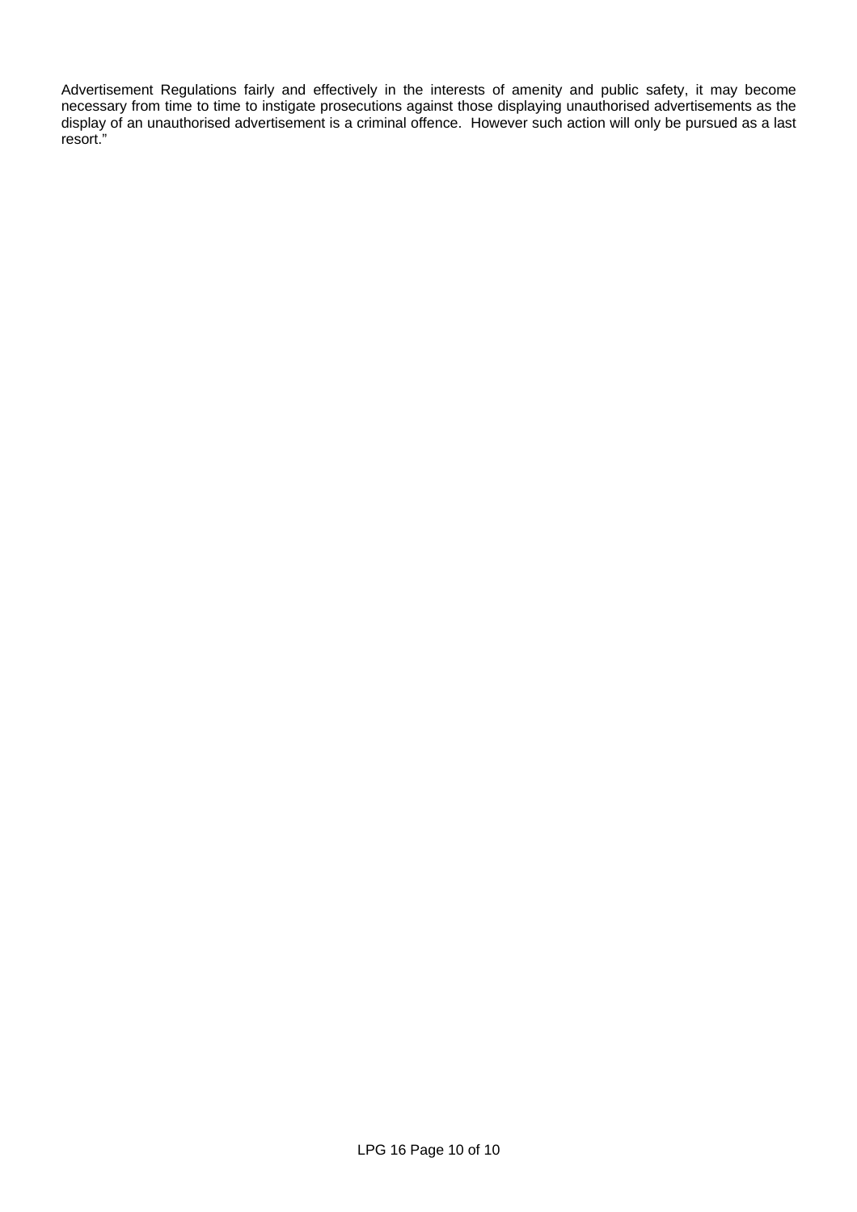Advertisement Regulations fairly and effectively in the interests of amenity and public safety, it may become necessary from time to time to instigate prosecutions against those displaying unauthorised advertisements as the display of an unauthorised advertisement is a criminal offence. However such action will only be pursued as a last resort."